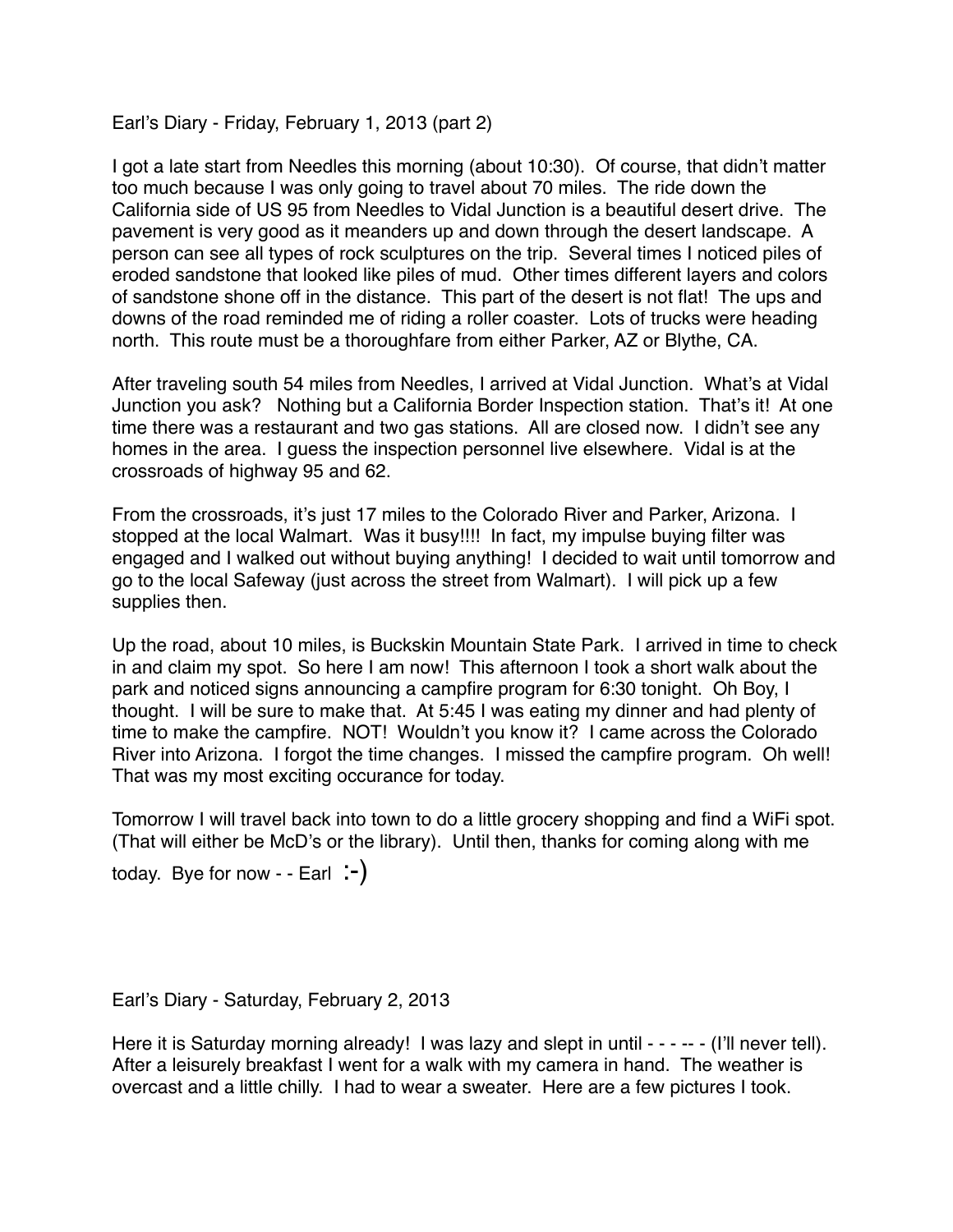Earl's Diary - Friday, February 1, 2013 (part 2)

I got a late start from Needles this morning (about 10:30). Of course, that didn't matter too much because I was only going to travel about 70 miles. The ride down the California side of US 95 from Needles to Vidal Junction is a beautiful desert drive. The pavement is very good as it meanders up and down through the desert landscape. A person can see all types of rock sculptures on the trip. Several times I noticed piles of eroded sandstone that looked like piles of mud. Other times different layers and colors of sandstone shone off in the distance. This part of the desert is not flat! The ups and downs of the road reminded me of riding a roller coaster. Lots of trucks were heading north. This route must be a thoroughfare from either Parker, AZ or Blythe, CA.

After traveling south 54 miles from Needles, I arrived at Vidal Junction. What's at Vidal Junction you ask? Nothing but a California Border Inspection station. That's it! At one time there was a restaurant and two gas stations. All are closed now. I didn't see any homes in the area. I guess the inspection personnel live elsewhere. Vidal is at the crossroads of highway 95 and 62.

From the crossroads, it's just 17 miles to the Colorado River and Parker, Arizona. I stopped at the local Walmart. Was it busy!!!! In fact, my impulse buying filter was engaged and I walked out without buying anything! I decided to wait until tomorrow and go to the local Safeway (just across the street from Walmart). I will pick up a few supplies then.

Up the road, about 10 miles, is Buckskin Mountain State Park. I arrived in time to check in and claim my spot. So here I am now! This afternoon I took a short walk about the park and noticed signs announcing a campfire program for 6:30 tonight. Oh Boy, I thought. I will be sure to make that. At 5:45 I was eating my dinner and had plenty of time to make the campfire. NOT! Wouldn't you know it? I came across the Colorado River into Arizona. I forgot the time changes. I missed the campfire program. Oh well! That was my most exciting occurance for today.

Tomorrow I will travel back into town to do a little grocery shopping and find a WiFi spot. (That will either be McD's or the library). Until then, thanks for coming along with me today. Bye for now - - Earl :-)

Earl's Diary - Saturday, February 2, 2013

Here it is Saturday morning already! I was lazy and slept in until - - - -- - (I'll never tell). After a leisurely breakfast I went for a walk with my camera in hand. The weather is overcast and a little chilly. I had to wear a sweater. Here are a few pictures I took.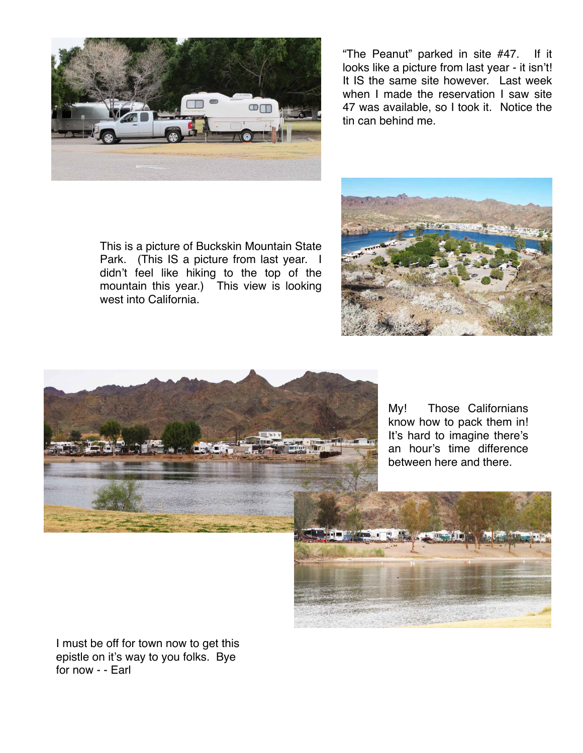"The Peanut" parked in site #47. If it looks like a picture from last year - it isn't! It IS the same site however. Last week when I made the reservation I saw site 47 was available, so I took it. Notice the tin can behind me.

This is a picture of Buckskin Mountain State Park. (This IS a picture from last year. I didn't feel like hiking to the top of the mountain this year.) This view is looking west into California.

My! Those Californians know how to pack them in! It's hard to imagine there's an hour's time difference between here and there.

I must be off for town now to get this epistle on it's way to you folks. Bye for now - - Earl